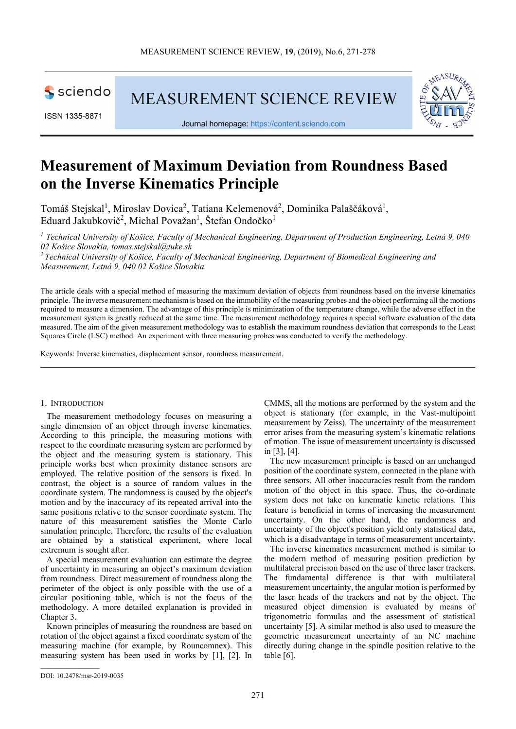# Measurement of Maximum Deviation from Roundness Based on the Inverse Kinematics Principle

Tomáš Stejskal[1], Miroslav Dovica[2], Tatiana Kelemenová[2], Dominika Palaščáková[1], Eduard Jakubkovič[2], Michal Považan[1], Štefan Ondočko[1]

[1] *Technical University of Košice, Faculty of Mechanical Engineering, Department of Production Engineering, Letná 9, 040 02 Košice Slovakia, tomas.stejskal@tuke.sk*

[2] *Technical University of Košice, Faculty of Mechanical Engineering, Department of Biomedical Engineering and Measurement, Letná 9, 040 02 Košice Slovakia.*

The article deals with a special method of measuring the maximum deviation of objects from roundness based on the inverse kinematics principle. The inverse measurement mechanism is based on the immobility of the measuring probes and the object performing all the motions required to measure a dimension. The advantage of this principle is minimization of the temperature change, while the adverse effect in the measurement system is greatly reduced at the same time. The measurement methodology requires a special software evaluation of the data measured. The aim of the given measurement methodology was to establish the maximum roundness deviation that corresponds to the Least Squares Circle (LSC) method. An experiment with three measuring probes was conducted to verify the methodology.

Keywords: Inverse kinematics, displacement sensor, roundness measurement.

## 1. Introduction

The measurement methodology focuses on measuring a single dimension of an object through inverse kinematics. According to this principle, the measuring motions with respect to the coordinate measuring system are performed by the object and the measuring system is stationary. This principle works best when proximity distance sensors are employed. The relative position of the sensors is fixed. In contrast, the object is a source of random values in the coordinate system. The randomness is caused by the object's motion and by the inaccuracy of its repeated arrival into the same positions relative to the sensor coordinate system. The nature of this measurement satisfies the Monte Carlo simulation principle. Therefore, the results of the evaluation are obtained by a statistical experiment, where local extremum is sought after.

A special measurement evaluation can estimate the degree of uncertainty in measuring an object's maximum deviation from roundness. Direct measurement of roundness along the perimeter of the object is only possible with the use of a circular positioning table, which is not the focus of the methodology. A more detailed explanation is provided in Chapter 3.

Known principles of measuring the roundness are based on rotation of the object against a fixed coordinate system of the measuring machine (for example, by Rouncomnex). This measuring system has been used in works by [1], [2]. In CMMS, all the motions are performed by the system and the object is stationary (for example, in the Vast-multipoint measurement by Zeiss). The uncertainty of the measurement error arises from the measuring system's kinematic relations of motion. The issue of measurement uncertainty is discussed in [3], [4].

The new measurement principle is based on an unchanged position of the coordinate system, connected in the plane with three sensors. All other inaccuracies result from the random motion of the object in this space. Thus, the co-ordinate system does not take on kinematic kinetic relations. This feature is beneficial in terms of increasing the measurement uncertainty. On the other hand, the randomness and uncertainty of the object's position yield only statistical data, which is a disadvantage in terms of measurement uncertainty.

The inverse kinematics measurement method is similar to the modern method of measuring position prediction by multilateral precision based on the use of three laser trackers. The fundamental difference is that with multilateral measurement uncertainty, the angular motion is performed by the laser heads of the trackers and not by the object. The measured object dimension is evaluated by means of trigonometric formulas and the assessment of statistical uncertainty [5]. A similar method is also used to measure the geometric measurement uncertainty of an NC machine directly during change in the spindle position relative to the table [6].

DOI: 10.2478/msr-2019-0035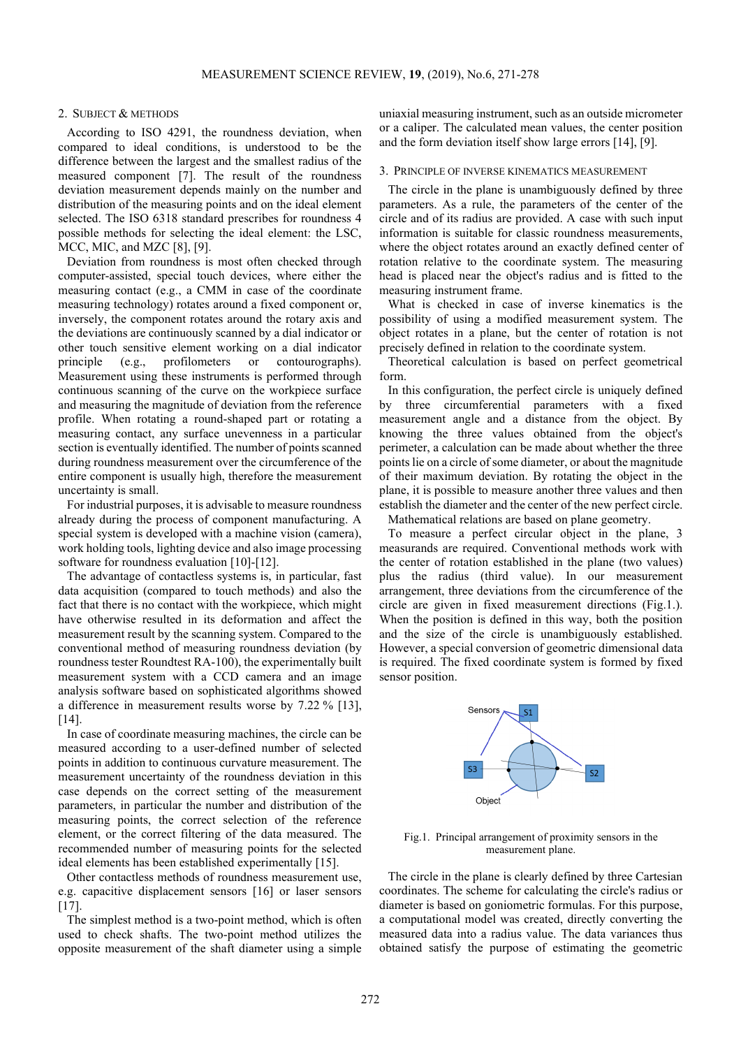## 2. Subject & Methods

According to ISO 4291, the roundness deviation, when compared to ideal conditions, is understood to be the difference between the largest and the smallest radius of the measured component [7]. The result of the roundness deviation measurement depends mainly on the number and distribution of the measuring points and on the ideal element selected. The ISO 6318 standard prescribes for roundness 4 possible methods for selecting the ideal element: the LSC, MCC, MIC, and MZC [8], [9].

Deviation from roundness is most often checked through computer-assisted, special touch devices, where either the measuring contact (e.g., a CMM in case of the coordinate measuring technology) rotates around a fixed component or, inversely, the component rotates around the rotary axis and the deviations are continuously scanned by a dial indicator or other touch sensitive element working on a dial indicator principle (e.g., profilometers or contourographs). Measurement using these instruments is performed through continuous scanning of the curve on the workpiece surface and measuring the magnitude of deviation from the reference profile. When rotating a round-shaped part or rotating a measuring contact, any surface unevenness in a particular section is eventually identified. The number of points scanned during roundness measurement over the circumference of the entire component is usually high, therefore the measurement uncertainty is small.

For industrial purposes, it is advisable to measure roundness already during the process of component manufacturing. A special system is developed with a machine vision (camera), work holding tools, lighting device and also image processing software for roundness evaluation [10]-[12].

The advantage of contactless systems is, in particular, fast data acquisition (compared to touch methods) and also the fact that there is no contact with the workpiece, which might have otherwise resulted in its deformation and affect the measurement result by the scanning system. Compared to the conventional method of measuring roundness deviation (by roundness tester Roundtest RA-100), the experimentally built measurement system with a CCD camera and an image analysis software based on sophisticated algorithms showed a difference in measurement results worse by 7.22 % [13], [14].

In case of coordinate measuring machines, the circle can be measured according to a user-defined number of selected points in addition to continuous curvature measurement. The measurement uncertainty of the roundness deviation in this case depends on the correct setting of the measurement parameters, in particular the number and distribution of the measuring points, the correct selection of the reference element, or the correct filtering of the data measured. The recommended number of measuring points for the selected ideal elements has been established experimentally [15].

Other contactless methods of roundness measurement use, e.g. capacitive displacement sensors [16] or laser sensors [17].

The simplest method is a two-point method, which is often used to check shafts. The two-point method utilizes the opposite measurement of the shaft diameter using a simple uniaxial measuring instrument, such as an outside micrometer or a caliper. The calculated mean values, the center position and the form deviation itself show large errors [14], [9].

## 3. Principle of Inverse Kinematics Measurement

The circle in the plane is unambiguously defined by three parameters. As a rule, the parameters of the center of the circle and of its radius are provided. A case with such input information is suitable for classic roundness measurements, where the object rotates around an exactly defined center of rotation relative to the coordinate system. The measuring head is placed near the object's radius and is fitted to the measuring instrument frame.

What is checked in case of inverse kinematics is the possibility of using a modified measurement system. The object rotates in a plane, but the center of rotation is not precisely defined in relation to the coordinate system.

Theoretical calculation is based on perfect geometrical form.

In this configuration, the perfect circle is uniquely defined by three circumferential parameters with a fixed measurement angle and a distance from the object. By knowing the three values obtained from the object's perimeter, a calculation can be made about whether the three points lie on a circle of some diameter, or about the magnitude of their maximum deviation. By rotating the object in the plane, it is possible to measure another three values and then establish the diameter and the center of the new perfect circle.

Mathematical relations are based on plane geometry.

To measure a perfect circular object in the plane, 3 measurands are required. Conventional methods work with the center of rotation established in the plane (two values) plus the radius (third value). In our measurement arrangement, three deviations from the circumference of the circle are given in fixed measurement directions (Fig.1.). When the position is defined in this way, both the position and the size of the circle is unambiguously established. However, a special conversion of geometric dimensional data is required. The fixed coordinate system is formed by fixed sensor position.

Fig.1. Principal arrangement of proximity sensors in the measurement plane.

The circle in the plane is clearly defined by three Cartesian coordinates. The scheme for calculating the circle's radius or diameter is based on goniometric formulas. For this purpose, a computational model was created, directly converting the measured data into a radius value. The data variances thus obtained satisfy the purpose of estimating the geometric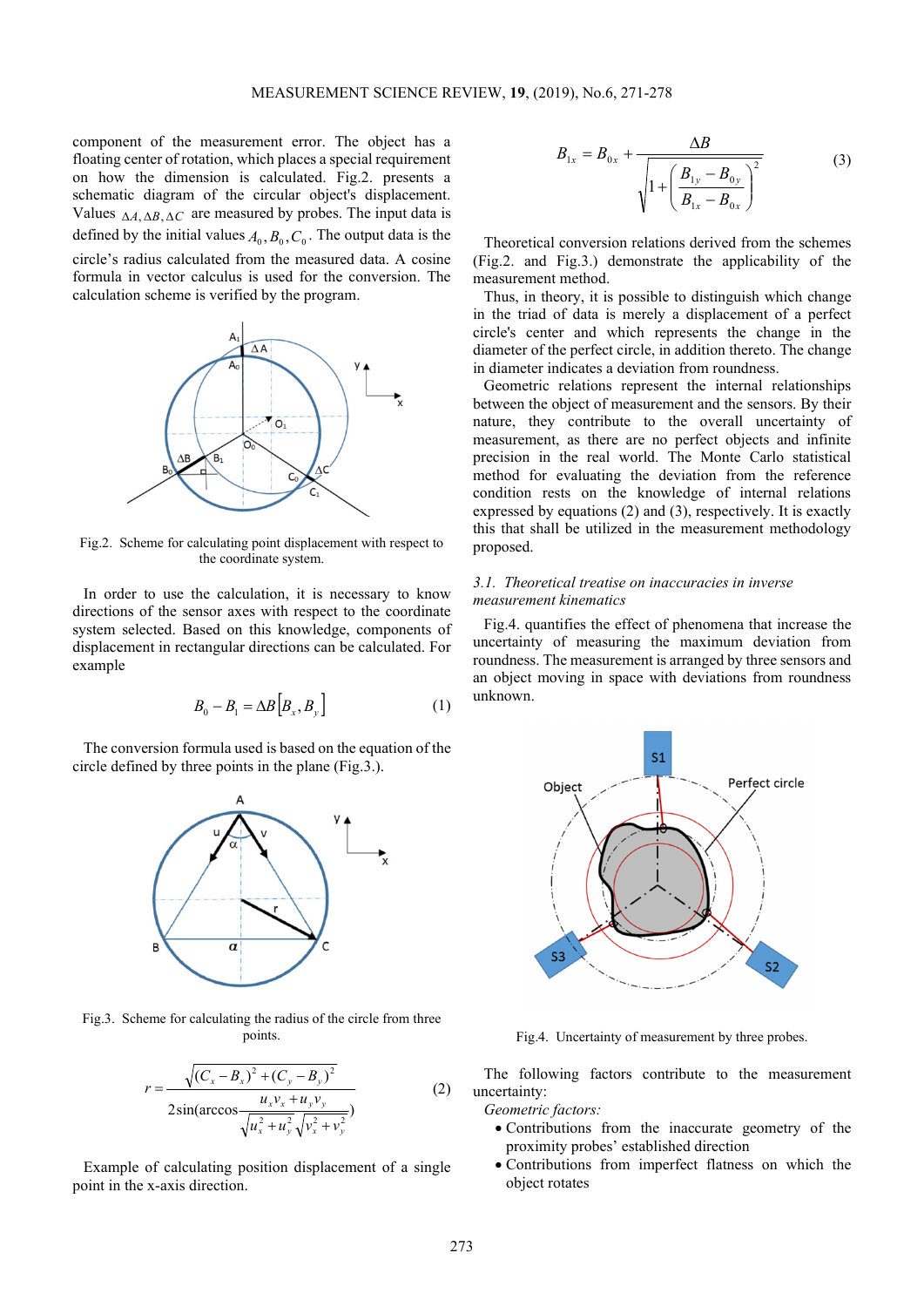component of the measurement error. The object has a floating center of rotation, which places a special requirement on how the dimension is calculated. Fig.2. presents a schematic diagram of the circular object's displacement. Values $\Delta A, \Delta B, \Delta C$ are measured by probes. The input data is defined by the initial values $A_0, B_0, C_0$. The output data is the circle's radius calculated from the measured data. A cosine formula in vector calculus is used for the conversion. The calculation scheme is verified by the program.

Fig.2. Scheme for calculating point displacement with respect to the coordinate system.

In order to use the calculation, it is necessary to know directions of the sensor axes with respect to the coordinate system selected. Based on this knowledge, components of displacement in rectangular directions can be calculated. For example

$$B_0 - B_1 = \Delta B\left[B_x, B_y\right] \tag{1}$$

The conversion formula used is based on the equation of the circle defined by three points in the plane (Fig.3.).

Fig.3. Scheme for calculating the radius of the circle from three points.

$$r = \frac{\sqrt{(C_x - B_x)^2 + (C_y - B_y)^2}}{2\sin(\arccos\frac{u_x v_x + u_y v_y}{\sqrt{u_x^2 + u_y^2}\sqrt{v_x^2 + v_y^2}})} \tag{2}$$

Example of calculating position displacement of a single point in the x-axis direction.

$$B_{1x} = B_{0x} + \frac{\Delta B}{\sqrt{1 + \left(\frac{B_{1y} - B_{0y}}{B_{1x} - B_{0x}}\right)^2}} \tag{3}$$

Theoretical conversion relations derived from the schemes (Fig.2. and Fig.3.) demonstrate the applicability of the measurement method.

Thus, in theory, it is possible to distinguish which change in the triad of data is merely a displacement of a perfect circle's center and which represents the change in the diameter of the perfect circle, in addition thereto. The change in diameter indicates a deviation from roundness.

Geometric relations represent the internal relationships between the object of measurement and the sensors. By their nature, they contribute to the overall uncertainty of measurement, as there are no perfect objects and infinite precision in the real world. The Monte Carlo statistical method for evaluating the deviation from the reference condition rests on the knowledge of internal relations expressed by equations (2) and (3), respectively. It is exactly this that shall be utilized in the measurement methodology proposed.

### *3.1. Theoretical treatise on inaccuracies in inverse measurement kinematics*

Fig.4. quantifies the effect of phenomena that increase the uncertainty of measuring the maximum deviation from roundness. The measurement is arranged by three sensors and an object moving in space with deviations from roundness unknown.

Fig.4. Uncertainty of measurement by three probes.

The following factors contribute to the measurement uncertainty:

*Geometric factors:*

- Contributions from the inaccurate geometry of the proximity probes' established direction
- Contributions from imperfect flatness on which the object rotates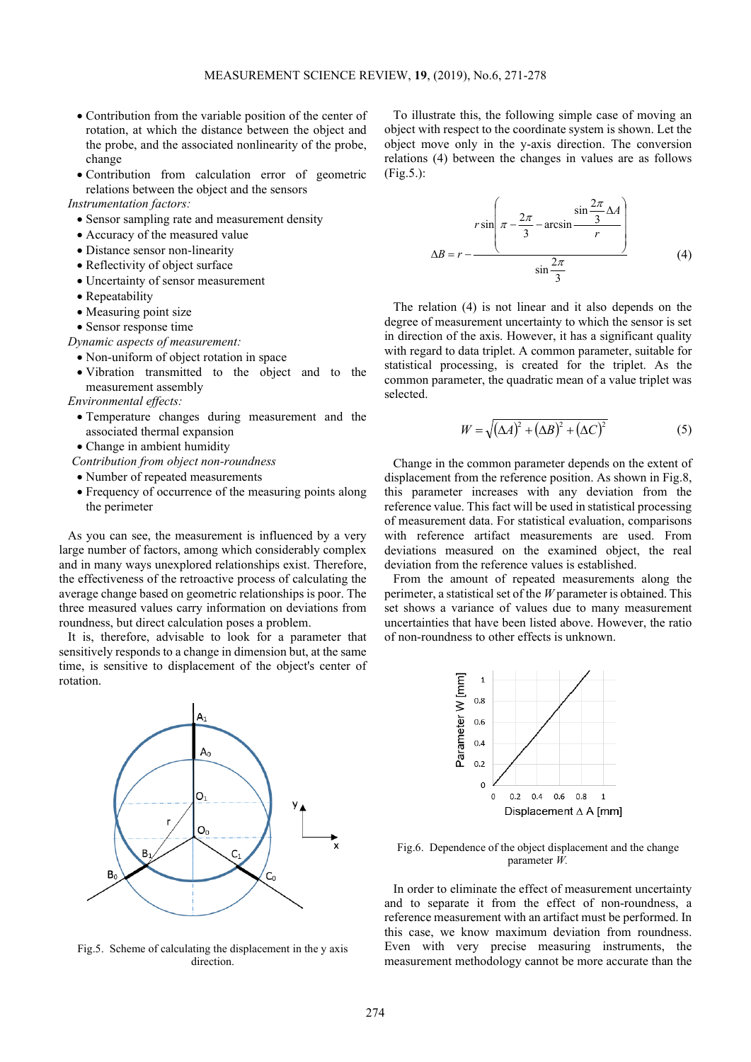- Contribution from the variable position of the center of rotation, at which the distance between the object and the probe, and the associated nonlinearity of the probe, change
- Contribution from calculation error of geometric relations between the object and the sensors

*Instrumentation factors:*

- Sensor sampling rate and measurement density
- Accuracy of the measured value
- Distance sensor non-linearity
- Reflectivity of object surface
- Uncertainty of sensor measurement
- Repeatability
- Measuring point size
- Sensor response time

*Dynamic aspects of measurement:*

- Non-uniform of object rotation in space
- Vibration transmitted to the object and to the measurement assembly

*Environmental effects:*

- Temperature changes during measurement and the associated thermal expansion
- Change in ambient humidity

*Contribution from object non-roundness*

- Number of repeated measurements
- Frequency of occurrence of the measuring points along the perimeter

As you can see, the measurement is influenced by a very large number of factors, among which considerably complex and in many ways unexplored relationships exist. Therefore, the effectiveness of the retroactive process of calculating the average change based on geometric relationships is poor. The three measured values carry information on deviations from roundness, but direct calculation poses a problem.

It is, therefore, advisable to look for a parameter that sensitively responds to a change in dimension but, at the same time, is sensitive to displacement of the object's center of rotation.

Fig.5. Scheme of calculating the displacement in the y axis direction.

To illustrate this, the following simple case of moving an object with respect to the coordinate system is shown. Let the object move only in the y-axis direction. The conversion relations (4) between the changes in values are as follows (Fig.5.):

$$\Delta B = r - \frac{r\sin\left(\pi - \frac{2\pi}{3} - \arcsin\frac{\sin\frac{2\pi}{3}\Delta A}{r}\right)}{\sin\frac{2\pi}{3}} \tag{4}$$

The relation (4) is not linear and it also depends on the degree of measurement uncertainty to which the sensor is set in direction of the axis. However, it has a significant quality with regard to data triplet. A common parameter, suitable for statistical processing, is created for the triplet. As the common parameter, the quadratic mean of a value triplet was selected.

$$W = \sqrt{(\Delta A)^2 + (\Delta B)^2 + (\Delta C)^2} \tag{5}$$

Change in the common parameter depends on the extent of displacement from the reference position. As shown in Fig.8, this parameter increases with any deviation from the reference value. This fact will be used in statistical processing of measurement data. For statistical evaluation, comparisons with reference artifact measurements are used. From deviations measured on the examined object, the real deviation from the reference values is established.

From the amount of repeated measurements along the perimeter, a statistical set of the $W$ parameter is obtained. This set shows a variance of values due to many measurement uncertainties that have been listed above. However, the ratio of non-roundness to other effects is unknown.

Fig.6. Dependence of the object displacement and the change parameter $W$.

In order to eliminate the effect of measurement uncertainty and to separate it from the effect of non-roundness, a reference measurement with an artifact must be performed. In this case, we know maximum deviation from roundness. Even with very precise measuring instruments, the measurement methodology cannot be more accurate than the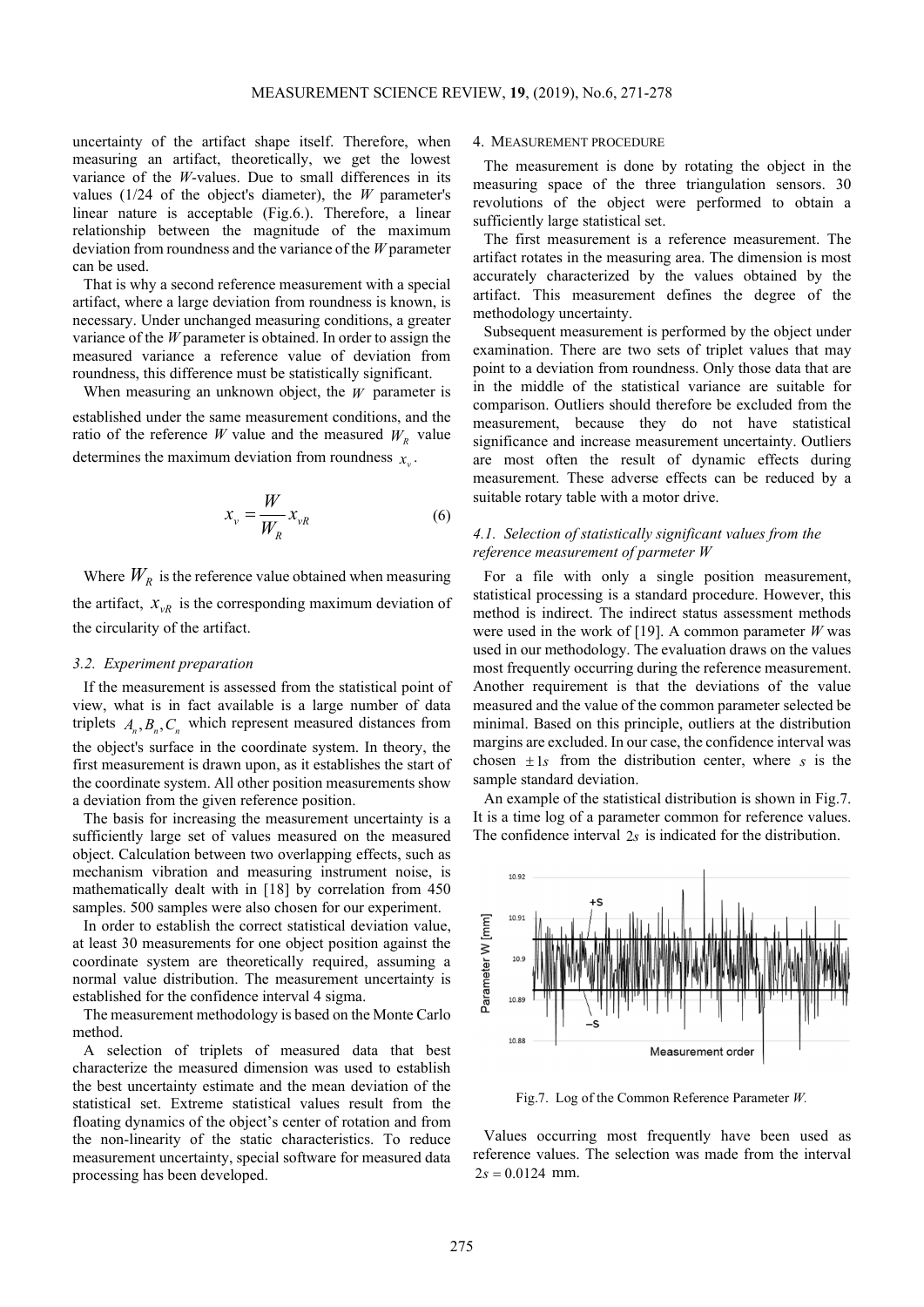uncertainty of the artifact shape itself. Therefore, when measuring an artifact, theoretically, we get the lowest variance of the *W*-values. Due to small differences in its values (1/24 of the object's diameter), the *W* parameter's linear nature is acceptable (Fig.6.). Therefore, a linear relationship between the magnitude of the maximum deviation from roundness and the variance of the *W* parameter can be used.

That is why a second reference measurement with a special artifact, where a large deviation from roundness is known, is necessary. Under unchanged measuring conditions, a greater variance of the *W* parameter is obtained. In order to assign the measured variance a reference value of deviation from roundness, this difference must be statistically significant.

When measuring an unknown object, the $W$ parameter is established under the same measurement conditions, and the ratio of the reference *W* value and the measured $W_R$ value determines the maximum deviation from roundness $x_v$.

$$x_v = \frac{W}{W_R} x_{vR} \tag{6}$$

Where $W_R$ is the reference value obtained when measuring the artifact, $x_{vR}$ is the corresponding maximum deviation of the circularity of the artifact.

### *3.2. Experiment preparation*

If the measurement is assessed from the statistical point of view, what is in fact available is a large number of data triplets $A_n, B_n, C_n$ which represent measured distances from the object's surface in the coordinate system. In theory, the first measurement is drawn upon, as it establishes the start of the coordinate system. All other position measurements show a deviation from the given reference position.

The basis for increasing the measurement uncertainty is a sufficiently large set of values measured on the measured object. Calculation between two overlapping effects, such as mechanism vibration and measuring instrument noise, is mathematically dealt with in [18] by correlation from 450 samples. 500 samples were also chosen for our experiment.

In order to establish the correct statistical deviation value, at least 30 measurements for one object position against the coordinate system are theoretically required, assuming a normal value distribution. The measurement uncertainty is established for the confidence interval 4 sigma.

The measurement methodology is based on the Monte Carlo method.

A selection of triplets of measured data that best characterize the measured dimension was used to establish the best uncertainty estimate and the mean deviation of the statistical set. Extreme statistical values result from the floating dynamics of the object's center of rotation and from the non-linearity of the static characteristics. To reduce measurement uncertainty, special software for measured data processing has been developed.

## 4. Measurement procedure

The measurement is done by rotating the object in the measuring space of the three triangulation sensors. 30 revolutions of the object were performed to obtain a sufficiently large statistical set.

The first measurement is a reference measurement. The artifact rotates in the measuring area. The dimension is most accurately characterized by the values obtained by the artifact. This measurement defines the degree of the methodology uncertainty.

Subsequent measurement is performed by the object under examination. There are two sets of triplet values that may point to a deviation from roundness. Only those data that are in the middle of the statistical variance are suitable for comparison. Outliers should therefore be excluded from the measurement, because they do not have statistical significance and increase measurement uncertainty. Outliers are most often the result of dynamic effects during measurement. These adverse effects can be reduced by a suitable rotary table with a motor drive.

### *4.1. Selection of statistically significant values from the reference measurement of parmeter W*

For a file with only a single position measurement, statistical processing is a standard procedure. However, this method is indirect. The indirect status assessment methods were used in the work of [19]. A common parameter *W* was used in our methodology. The evaluation draws on the values most frequently occurring during the reference measurement. Another requirement is that the deviations of the value measured and the value of the common parameter selected be minimal. Based on this principle, outliers at the distribution margins are excluded. In our case, the confidence interval was chosen $\pm 1s$ from the distribution center, where $s$ is the sample standard deviation.

An example of the statistical distribution is shown in Fig.7. It is a time log of a parameter common for reference values. The confidence interval $2s$ is indicated for the distribution.

Fig.7. Log of the Common Reference Parameter *W*.

Values occurring most frequently have been used as reference values. The selection was made from the interval $2s = 0.0124$ mm.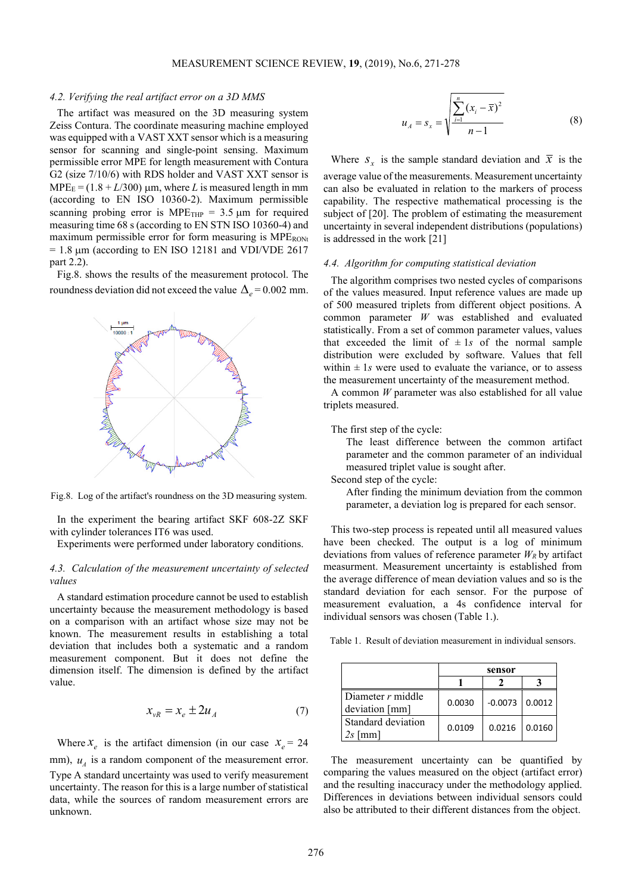### 4.2. Verifying the real artifact error on a 3D MMS

The artifact was measured on the 3D measuring system Zeiss Contura. The coordinate measuring machine employed was equipped with a VAST XXT sensor which is a measuring sensor for scanning and single-point sensing. Maximum permissible error MPE for length measurement with Contura G2 (size 7/10/6) with RDS holder and VAST XXT sensor is $MPE_E = (1.8 + L/300)$ µm, where $L$ is measured length in mm (according to EN ISO 10360-2). Maximum permissible scanning probing error is $MPE_{THP}$ = 3.5 µm for required measuring time 68 s (according to EN STN ISO 10360-4) and maximum permissible error for form measuring is $MPE_{RONt}$ = 1.8 µm (according to EN ISO 12181 and VDI/VDE 2617 part 2.2).

Fig.8. shows the results of the measurement protocol. The roundness deviation did not exceed the value $\Delta_e = 0.002$ mm.

Fig.8. Log of the artifact's roundness on the 3D measuring system.

In the experiment the bearing artifact SKF 608-2Z SKF with cylinder tolerances IT6 was used.

Experiments were performed under laboratory conditions.

### 4.3. Calculation of the measurement uncertainty of selected values

A standard estimation procedure cannot be used to establish uncertainty because the measurement methodology is based on a comparison with an artifact whose size may not be known. The measurement results in establishing a total deviation that includes both a systematic and a random measurement component. But it does not define the dimension itself. The dimension is defined by the artifact value.

$$x_{vR} = x_e \pm 2u_A \tag{7}$$

Where $x_e$ is the artifact dimension (in our case $x_e$ = 24 mm), $u_A$ is a random component of the measurement error. Type A standard uncertainty was used to verify measurement uncertainty. The reason for this is a large number of statistical data, while the sources of random measurement errors are unknown.

$$u_A = s_x = \sqrt{\frac{\sum_{i=1}^{n}(x_i - \bar{x})^2}{n-1}} \tag{8}$$

Where $s_x$ is the sample standard deviation and $\bar{x}$ is the average value of the measurements. Measurement uncertainty can also be evaluated in relation to the markers of process capability. The respective mathematical processing is the subject of [20]. The problem of estimating the measurement uncertainty in several independent distributions (populations) is addressed in the work [21]

### 4.4. Algorithm for computing statistical deviation

The algorithm comprises two nested cycles of comparisons of the values measured. Input reference values are made up of 500 measured triplets from different object positions. A common parameter $W$ was established and evaluated statistically. From a set of common parameter values, values that exceeded the limit of ± 1$s$ of the normal sample distribution were excluded by software. Values that fell within ± 1$s$ were used to evaluate the variance, or to assess the measurement uncertainty of the measurement method.

A common $W$ parameter was also established for all value triplets measured.

The first step of the cycle:

The least difference between the common artifact parameter and the common parameter of an individual measured triplet value is sought after.

Second step of the cycle:

After finding the minimum deviation from the common parameter, a deviation log is prepared for each sensor.

This two-step process is repeated until all measured values have been checked. The output is a log of minimum deviations from values of reference parameter $W_R$ by artifact measurment. Measurement uncertainty is established from the average difference of mean deviation values and so is the standard deviation for each sensor. For the purpose of measurement evaluation, a 4s confidence interval for individual sensors was chosen (Table 1.).

Table 1. Result of deviation measurement in individual sensors.

| | sensor | | |
|---|---|---|---|
| | 1 | 2 | 3 |
| Diameter $r$ middle deviation [mm] | 0.0030 | -0.0073 | 0.0012 |
| Standard deviation 2$s$ [mm] | 0.0109 | 0.0216 | 0.0160 |

The measurement uncertainty can be quantified by comparing the values measured on the object (artifact error) and the resulting inaccuracy under the methodology applied. Differences in deviations between individual sensors could also be attributed to their different distances from the object.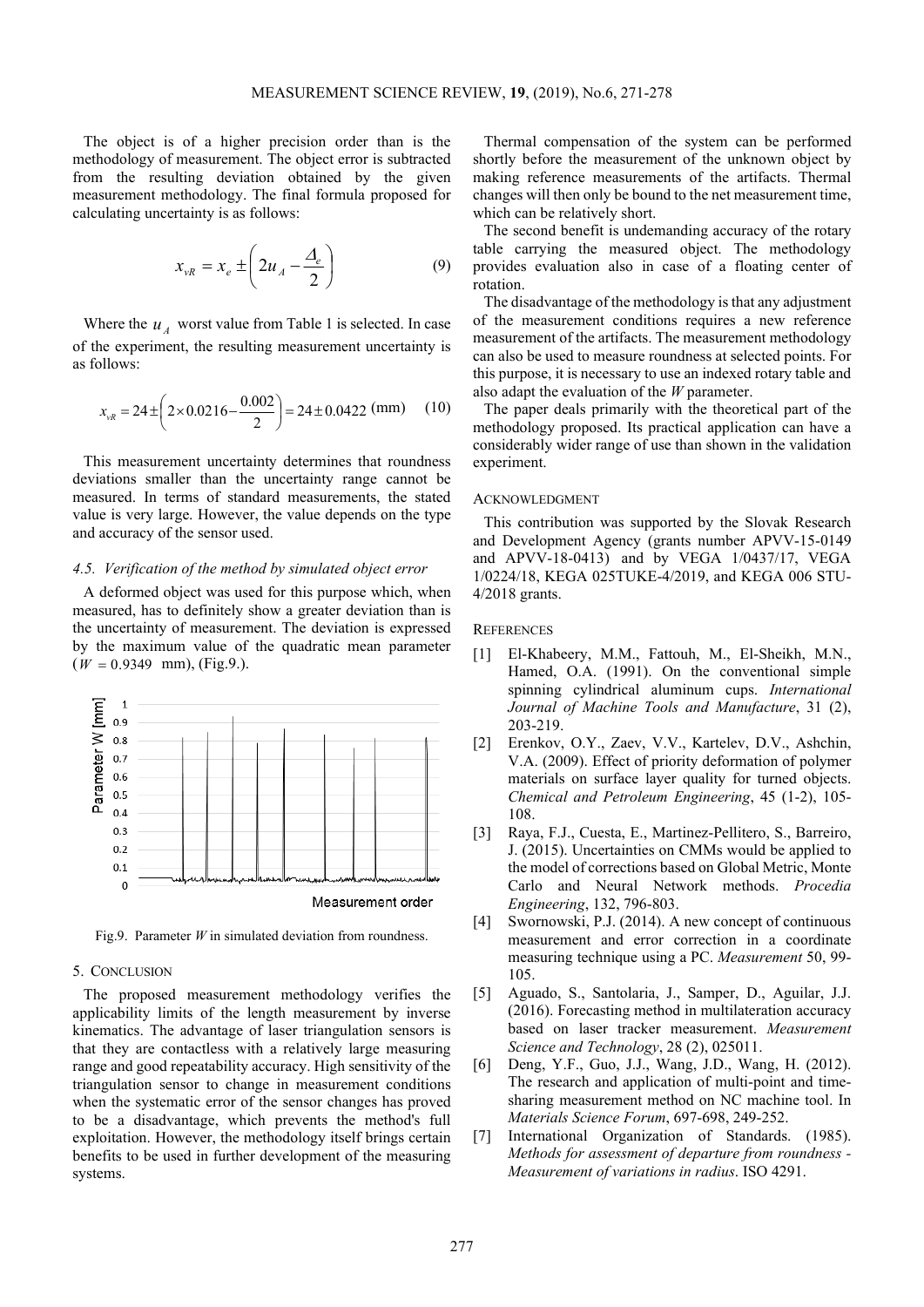The object is of a higher precision order than is the methodology of measurement. The object error is subtracted from the resulting deviation obtained by the given measurement methodology. The final formula proposed for calculating uncertainty is as follows:

$$x_{vR} = x_e \pm \left( 2u_A - \frac{\Delta_e}{2} \right) \quad (9)$$

Where the $u_A$ worst value from Table 1 is selected. In case of the experiment, the resulting measurement uncertainty is as follows:

$$x_{vR} = 24 \pm \left( 2 \times 0.0216 - \frac{0.002}{2} \right) = 24 \pm 0.0422 \text{ (mm)} \quad (10)$$

This measurement uncertainty determines that roundness deviations smaller than the uncertainty range cannot be measured. In terms of standard measurements, the stated value is very large. However, the value depends on the type and accuracy of the sensor used.

### 4.5. Verification of the method by simulated object error

A deformed object was used for this purpose which, when measured, has to definitely show a greater deviation than is the uncertainty of measurement. The deviation is expressed by the maximum value of the quadratic mean parameter ($W = 0.9349$ mm), (Fig.9.).

Fig.9. Parameter $W$ in simulated deviation from roundness.

## 5. Conclusion

The proposed measurement methodology verifies the applicability limits of the length measurement by inverse kinematics. The advantage of laser triangulation sensors is that they are contactless with a relatively large measuring range and good repeatability accuracy. High sensitivity of the triangulation sensor to change in measurement conditions when the systematic error of the sensor changes has proved to be a disadvantage, which prevents the method's full exploitation. However, the methodology itself brings certain benefits to be used in further development of the measuring systems.

Thermal compensation of the system can be performed shortly before the measurement of the unknown object by making reference measurements of the artifacts. Thermal changes will then only be bound to the net measurement time, which can be relatively short.

The second benefit is undemanding accuracy of the rotary table carrying the measured object. The methodology provides evaluation also in case of a floating center of rotation.

The disadvantage of the methodology is that any adjustment of the measurement conditions requires a new reference measurement of the artifacts. The measurement methodology can also be used to measure roundness at selected points. For this purpose, it is necessary to use an indexed rotary table and also adapt the evaluation of the $W$ parameter.

The paper deals primarily with the theoretical part of the methodology proposed. Its practical application can have a considerably wider range of use than shown in the validation experiment.

## Acknowledgment

This contribution was supported by the Slovak Research and Development Agency (grants number APVV-15-0149 and APVV-18-0413) and by VEGA 1/0437/17, VEGA 1/0224/18, KEGA 025TUKE-4/2019, and KEGA 006 STU-4/2018 grants.

## References

[1] El-Khabeery, M.M., Fattouh, M., El-Sheikh, M.N., Hamed, O.A. (1991). On the conventional simple spinning cylindrical aluminum cups. *International Journal of Machine Tools and Manufacture*, 31 (2), 203-219.

[2] Erenkov, O.Y., Zaev, V.V., Kartelev, D.V., Ashchin, V.A. (2009). Effect of priority deformation of polymer materials on surface layer quality for turned objects. *Chemical and Petroleum Engineering*, 45 (1-2), 105-108.

[3] Raya, F.J., Cuesta, E., Martinez-Pellitero, S., Barreiro, J. (2015). Uncertainties on CMMs would be applied to the model of corrections based on Global Metric, Monte Carlo and Neural Network methods. *Procedia Engineering*, 132, 796-803.

[4] Swornowski, P.J. (2014). A new concept of continuous measurement and error correction in a coordinate measuring technique using a PC. *Measurement* 50, 99-105.

[5] Aguado, S., Santolaria, J., Samper, D., Aguilar, J.J. (2016). Forecasting method in multilateration accuracy based on laser tracker measurement. *Measurement Science and Technology*, 28 (2), 025011.

[6] Deng, Y.F., Guo, J.J., Wang, J.D., Wang, H. (2012). The research and application of multi-point and time-sharing measurement method on NC machine tool. In *Materials Science Forum*, 697-698, 249-252.

[7] International Organization of Standards. (1985). *Methods for assessment of departure from roundness - Measurement of variations in radius*. ISO 4291.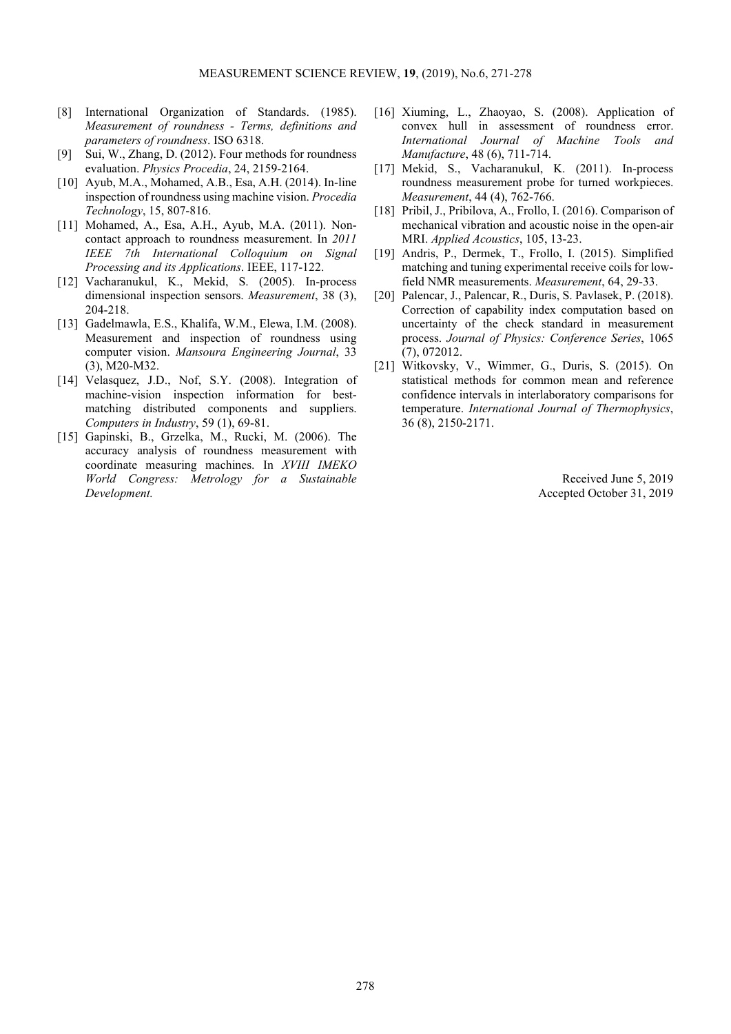[8] International Organization of Standards. (1985). *Measurement of roundness - Terms, definitions and parameters of roundness*. ISO 6318.

[9] Sui, W., Zhang, D. (2012). Four methods for roundness evaluation. *Physics Procedia*, 24, 2159-2164.

[10] Ayub, M.A., Mohamed, A.B., Esa, A.H. (2014). In-line inspection of roundness using machine vision. *Procedia Technology*, 15, 807-816.

[11] Mohamed, A., Esa, A.H., Ayub, M.A. (2011). Non-contact approach to roundness measurement. In *2011 IEEE 7th International Colloquium on Signal Processing and its Applications*. IEEE, 117-122.

[12] Vacharanukul, K., Mekid, S. (2005). In-process dimensional inspection sensors. *Measurement*, 38 (3), 204-218.

[13] Gadelmawla, E.S., Khalifa, W.M., Elewa, I.M. (2008). Measurement and inspection of roundness using computer vision. *Mansoura Engineering Journal*, 33 (3), M20-M32.

[14] Velasquez, J.D., Nof, S.Y. (2008). Integration of machine-vision inspection information for best-matching distributed components and suppliers. *Computers in Industry*, 59 (1), 69-81.

[15] Gapinski, B., Grzelka, M., Rucki, M. (2006). The accuracy analysis of roundness measurement with coordinate measuring machines. In *XVIII IMEKO World Congress: Metrology for a Sustainable Development.*

[16] Xiuming, L., Zhaoyao, S. (2008). Application of convex hull in assessment of roundness error. *International Journal of Machine Tools and Manufacture*, 48 (6), 711-714.

[17] Mekid, S., Vacharanukul, K. (2011). In-process roundness measurement probe for turned workpieces. *Measurement*, 44 (4), 762-766.

[18] Pribil, J., Pribilova, A., Frollo, I. (2016). Comparison of mechanical vibration and acoustic noise in the open-air MRI. *Applied Acoustics*, 105, 13-23.

[19] Andris, P., Dermek, T., Frollo, I. (2015). Simplified matching and tuning experimental receive coils for low-field NMR measurements. *Measurement*, 64, 29-33.

[20] Palencar, J., Palencar, R., Duris, S. Pavlasek, P. (2018). Correction of capability index computation based on uncertainty of the check standard in measurement process. *Journal of Physics: Conference Series*, 1065 (7), 072012.

[21] Witkovsky, V., Wimmer, G., Duris, S. (2015). On statistical methods for common mean and reference confidence intervals in interlaboratory comparisons for temperature. *International Journal of Thermophysics*, 36 (8), 2150-2171.

Received June 5, 2019
Accepted October 31, 2019